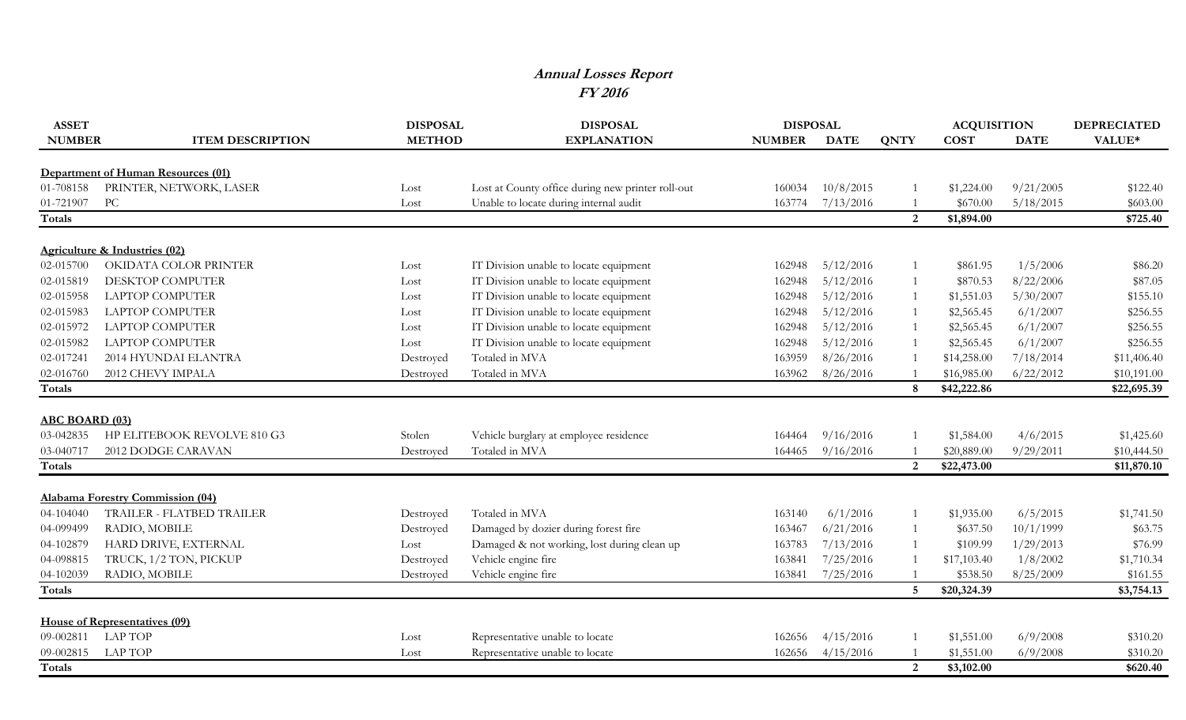# *Annual Losses Report*
## *FY 2016*

| ASSET NUMBER | ITEM DESCRIPTION | DISPOSAL METHOD | DISPOSAL EXPLANATION | DISPOSAL NUMBER | DISPOSAL DATE | QNTY | ACQUISITION COST | ACQUISITION DATE | DEPRECIATED VALUE* |
|---|---|---|---|---|---|---|---|---|---|
| **Department of Human Resources (01)** | | | | | | | | | |
| 01-708158 | PRINTER, NETWORK, LASER | Lost | Lost at County office during new printer roll-out | 160034 | 10/8/2015 | 1 | $1,224.00 | 9/21/2005 | $122.40 |
| 01-721907 | PC | Lost | Unable to locate during internal audit | 163774 | 7/13/2016 | 1 | $670.00 | 5/18/2015 | $603.00 |
| **Totals** | | | | | | **2** | **$1,894.00** | | **$725.40** |
| **Agriculture & Industries (02)** | | | | | | | | | |
| 02-015700 | OKIDATA COLOR PRINTER | Lost | IT Division unable to locate equipment | 162948 | 5/12/2016 | 1 | $861.95 | 1/5/2006 | $86.20 |
| 02-015819 | DESKTOP COMPUTER | Lost | IT Division unable to locate equipment | 162948 | 5/12/2016 | 1 | $870.53 | 8/22/2006 | $87.05 |
| 02-015958 | LAPTOP COMPUTER | Lost | IT Division unable to locate equipment | 162948 | 5/12/2016 | 1 | $1,551.03 | 5/30/2007 | $155.10 |
| 02-015983 | LAPTOP COMPUTER | Lost | IT Division unable to locate equipment | 162948 | 5/12/2016 | 1 | $2,565.45 | 6/1/2007 | $256.55 |
| 02-015972 | LAPTOP COMPUTER | Lost | IT Division unable to locate equipment | 162948 | 5/12/2016 | 1 | $2,565.45 | 6/1/2007 | $256.55 |
| 02-015982 | LAPTOP COMPUTER | Lost | IT Division unable to locate equipment | 162948 | 5/12/2016 | 1 | $2,565.45 | 6/1/2007 | $256.55 |
| 02-017241 | 2014 HYUNDAI ELANTRA | Destroyed | Totaled in MVA | 163959 | 8/26/2016 | 1 | $14,258.00 | 7/18/2014 | $11,406.40 |
| 02-016760 | 2012 CHEVY IMPALA | Destroyed | Totaled in MVA | 163962 | 8/26/2016 | 1 | $16,985.00 | 6/22/2012 | $10,191.00 |
| **Totals** | | | | | | **8** | **$42,222.86** | | **$22,695.39** |
| **ABC BOARD (03)** | | | | | | | | | |
| 03-042835 | HP ELITEBOOK REVOLVE 810 G3 | Stolen | Vehicle burglary at employee residence | 164464 | 9/16/2016 | 1 | $1,584.00 | 4/6/2015 | $1,425.60 |
| 03-040717 | 2012 DODGE CARAVAN | Destroyed | Totaled in MVA | 164465 | 9/16/2016 | 1 | $20,889.00 | 9/29/2011 | $10,444.50 |
| **Totals** | | | | | | **2** | **$22,473.00** | | **$11,870.10** |
| **Alabama Forestry Commission (04)** | | | | | | | | | |
| 04-104040 | TRAILER - FLATBED TRAILER | Destroyed | Totaled in MVA | 163140 | 6/1/2016 | 1 | $1,935.00 | 6/5/2015 | $1,741.50 |
| 04-099499 | RADIO, MOBILE | Destroyed | Damaged by dozier during forest fire | 163467 | 6/21/2016 | 1 | $637.50 | 10/1/1999 | $63.75 |
| 04-102879 | HARD DRIVE, EXTERNAL | Lost | Damaged & not working, lost during clean up | 163783 | 7/13/2016 | 1 | $109.99 | 1/29/2013 | $76.99 |
| 04-098815 | TRUCK, 1/2 TON, PICKUP | Destroyed | Vehicle engine fire | 163841 | 7/25/2016 | 1 | $17,103.40 | 1/8/2002 | $1,710.34 |
| 04-102039 | RADIO, MOBILE | Destroyed | Vehicle engine fire | 163841 | 7/25/2016 | 1 | $538.50 | 8/25/2009 | $161.55 |
| **Totals** | | | | | | **5** | **$20,324.39** | | **$3,754.13** |
| **House of Representatives (09)** | | | | | | | | | |
| 09-002811 | LAP TOP | Lost | Representative unable to locate | 162656 | 4/15/2016 | 1 | $1,551.00 | 6/9/2008 | $310.20 |
| 09-002815 | LAP TOP | Lost | Representative unable to locate | 162656 | 4/15/2016 | 1 | $1,551.00 | 6/9/2008 | $310.20 |
| **Totals** | | | | | | **2** | **$3,102.00** | | **$620.40** |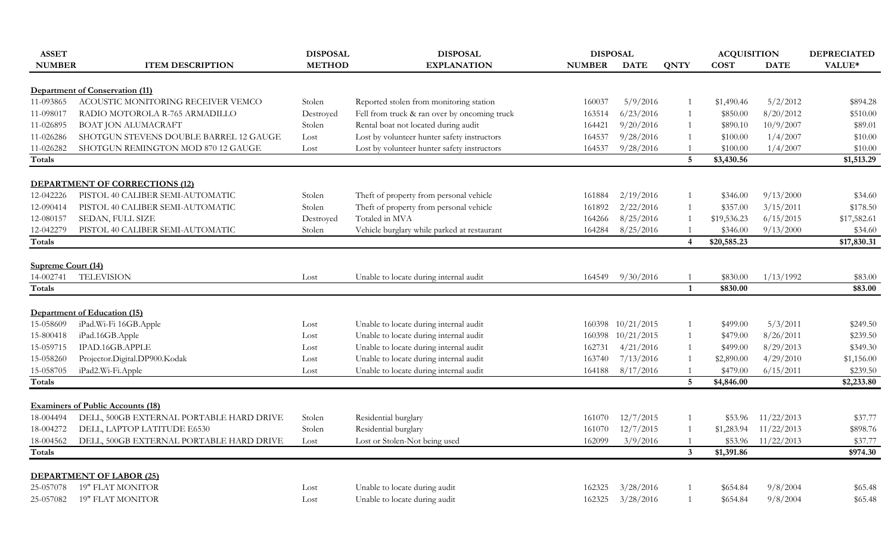| ASSET NUMBER | ITEM DESCRIPTION | DISPOSAL METHOD | DISPOSAL EXPLANATION | DISPOSAL NUMBER | DISPOSAL DATE | QNTY | ACQUISITION COST | ACQUISITION DATE | DEPRECIATED VALUE* |
|---|---|---|---|---|---|---|---|---|---|
| **Department of Conservation (11)** | | | | | | | | | |
| 11-093865 | ACOUSTIC MONITORING RECEIVER VEMCO | Stolen | Reported stolen from monitoring station | 160037 | 5/9/2016 | 1 | $1,490.46 | 5/2/2012 | $894.28 |
| 11-098017 | RADIO MOTOROLA R-765 ARMADILLO | Destroyed | Fell from truck & ran over by oncoming truck | 163514 | 6/23/2016 | 1 | $850.00 | 8/20/2012 | $510.00 |
| 11-026895 | BOAT JON ALUMACRAFT | Stolen | Rental boat not located during audit | 164421 | 9/20/2016 | 1 | $890.10 | 10/9/2007 | $89.01 |
| 11-026286 | SHOTGUN STEVENS DOUBLE BARREL 12 GAUGE | Lost | Lost by volunteer hunter safety instructors | 164537 | 9/28/2016 | 1 | $100.00 | 1/4/2007 | $10.00 |
| 11-026282 | SHOTGUN REMINGTON MOD 870 12 GAUGE | Lost | Lost by volunteer hunter safety instructors | 164537 | 9/28/2016 | 1 | $100.00 | 1/4/2007 | $10.00 |
| **Totals** | | | | | | **5** | **$3,430.56** | | **$1,513.29** |
| **DEPARTMENT OF CORRECTIONS (12)** | | | | | | | | | |
| 12-042226 | PISTOL 40 CALIBER SEMI-AUTOMATIC | Stolen | Theft of property from personal vehicle | 161884 | 2/19/2016 | 1 | $346.00 | 9/13/2000 | $34.60 |
| 12-090414 | PISTOL 40 CALIBER SEMI-AUTOMATIC | Stolen | Theft of property from personal vehicle | 161892 | 2/22/2016 | 1 | $357.00 | 3/15/2011 | $178.50 |
| 12-080157 | SEDAN, FULL SIZE | Destroyed | Totaled in MVA | 164266 | 8/25/2016 | 1 | $19,536.23 | 6/15/2015 | $17,582.61 |
| 12-042279 | PISTOL 40 CALIBER SEMI-AUTOMATIC | Stolen | Vehicle burglary while parked at restaurant | 164284 | 8/25/2016 | 1 | $346.00 | 9/13/2000 | $34.60 |
| **Totals** | | | | | | **4** | **$20,585.23** | | **$17,830.31** |
| **Supreme Court (14)** | | | | | | | | | |
| 14-002741 | TELEVISION | Lost | Unable to locate during internal audit | 164549 | 9/30/2016 | 1 | $830.00 | 1/13/1992 | $83.00 |
| **Totals** | | | | | | **1** | **$830.00** | | **$83.00** |
| **Department of Education (15)** | | | | | | | | | |
| 15-058609 | iPad.Wi-Fi 16GB.Apple | Lost | Unable to locate during internal audit | 160398 | 10/21/2015 | 1 | $499.00 | 5/3/2011 | $249.50 |
| 15-800418 | iPad.16GB.Apple | Lost | Unable to locate during internal audit | 160398 | 10/21/2015 | 1 | $479.00 | 8/26/2011 | $239.50 |
| 15-059715 | IPAD.16GB.APPLE | Lost | Unable to locate during internal audit | 162731 | 4/21/2016 | 1 | $499.00 | 8/29/2013 | $349.30 |
| 15-058260 | Projector.Digital.DP900.Kodak | Lost | Unable to locate during internal audit | 163740 | 7/13/2016 | 1 | $2,890.00 | 4/29/2010 | $1,156.00 |
| 15-058705 | iPad2.Wi-Fi.Apple | Lost | Unable to locate during internal audit | 164188 | 8/17/2016 | 1 | $479.00 | 6/15/2011 | $239.50 |
| **Totals** | | | | | | **5** | **$4,846.00** | | **$2,233.80** |
| **Examiners of Public Accounts (18)** | | | | | | | | | |
| 18-004494 | DELL, 500GB EXTERNAL PORTABLE HARD DRIVE | Stolen | Residential burglary | 161070 | 12/7/2015 | 1 | $53.96 | 11/22/2013 | $37.77 |
| 18-004272 | DELL, LAPTOP LATITUDE E6530 | Stolen | Residential burglary | 161070 | 12/7/2015 | 1 | $1,283.94 | 11/22/2013 | $898.76 |
| 18-004562 | DELL, 500GB EXTERNAL PORTABLE HARD DRIVE | Lost | Lost or Stolen-Not being used | 162099 | 3/9/2016 | 1 | $53.96 | 11/22/2013 | $37.77 |
| **Totals** | | | | | | **3** | **$1,391.86** | | **$974.30** |
| **DEPARTMENT OF LABOR (25)** | | | | | | | | | |
| 25-057078 | 19" FLAT MONITOR | Lost | Unable to locate during audit | 162325 | 3/28/2016 | 1 | $654.84 | 9/8/2004 | $65.48 |
| 25-057082 | 19" FLAT MONITOR | Lost | Unable to locate during audit | 162325 | 3/28/2016 | 1 | $654.84 | 9/8/2004 | $65.48 |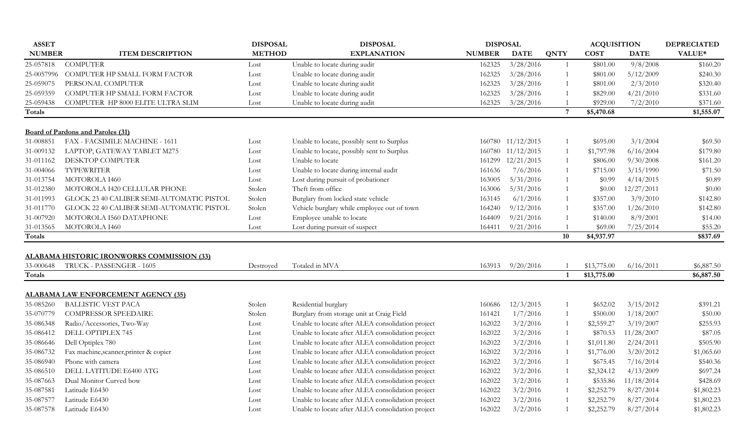| ASSET NUMBER | ITEM DESCRIPTION | DISPOSAL METHOD | DISPOSAL EXPLANATION | DISPOSAL NUMBER | DISPOSAL DATE | QNTY | ACQUISITION COST | ACQUISITION DATE | DEPRECIATED VALUE* |
|---|---|---|---|---|---|---|---|---|---|
| 25-057818 | COMPUTER | Lost | Unable to locate during audit | 162325 | 3/28/2016 | 1 | $801.00 | 9/8/2008 | $160.20 |
| 25-0057996 | COMPUTER HP SMALL FORM FACTOR | Lost | Unable to locate during audit | 162325 | 3/28/2016 | 1 | $801.00 | 5/12/2009 | $240.30 |
| 25-059075 | PERSONAL COMPUTER | Lost | Unable to locate during audit | 162325 | 3/28/2016 | 1 | $801.00 | 2/3/2010 | $320.40 |
| 25-059359 | COMPUTER HP SMALL FORM FACTOR | Lost | Unable to locate during audit | 162325 | 3/28/2016 | 1 | $829.00 | 4/21/2010 | $331.60 |
| 25-059438 | COMPUTER HP 8000 ELITE ULTRA SLIM | Lost | Unable to locate during audit | 162325 | 3/28/2016 | 1 | $929.00 | 7/2/2010 | $371.60 |
| **Totals** | | | | | | **7** | **$5,470.68** | | **$1,555.07** |
| | | | | | | | | | |
| **Board of Pardons and Paroles (31)** | | | | | | | | | |
| 31-008851 | FAX - FACSIMILE MACHINE - 1611 | Lost | Unable to locate, possibly sent to Surplus | 160780 | 11/12/2015 | 1 | $695.00 | 3/1/2004 | $69.50 |
| 31-009132 | LAPTOP, GATEWAY TABLET M275 | Lost | Unable to locate, possibly sent to Surplus | 160780 | 11/12/2015 | 1 | $1,797.98 | 6/16/2004 | $179.80 |
| 31-011162 | DESKTOP COMPUTER | Lost | Unable to locate | 161299 | 12/21/2015 | 1 | $806.00 | 9/30/2008 | $161.20 |
| 31-004066 | TYPEWRITER | Lost | Unable to locate during internal audit | 161636 | 7/6/2016 | 1 | $715.00 | 3/15/1990 | $71.50 |
| 31-013754 | MOTOROLA I460 | Lost | Lost during pursuit of probationer | 163005 | 5/31/2016 | 1 | $0.99 | 4/14/2015 | $0.89 |
| 31-012380 | MOTOROLA I420 CELLULAR PHONE | Stolen | Theft from office | 163006 | 5/31/2016 | 1 | $0.00 | 12/27/2011 | $0.00 |
| 31-011993 | GLOCK 23 40 CALIBER SEMI-AUTOMATIC PISTOL | Stolen | Burglary from locked state vehicle | 163145 | 6/1/2016 | 1 | $357.00 | 3/9/2010 | $142.80 |
| 31-011770 | GLOCK 22 40 CALIBER SEMI-AUTOMATIC PISTOL | Stolen | Vehicle burglary while employee out of town | 164240 | 9/12/2016 | 1 | $357.00 | 1/26/2010 | $142.80 |
| 31-007920 | MOTOROLA I560 DATAPHONE | Lost | Employee unable to locate | 164409 | 9/21/2016 | 1 | $140.00 | 8/9/2001 | $14.00 |
| 31-013565 | MOTOROLA I460 | Lost | Lost during pursuit of suspect | 164411 | 9/21/2016 | 1 | $69.00 | 7/25/2014 | $55.20 |
| **Totals** | | | | | | **10** | **$4,937.97** | | **$837.69** |
| | | | | | | | | | |
| **ALABAMA HISTORIC IRONWORKS COMMISSION (33)** | | | | | | | | | |
| 33-000648 | TRUCK - PASSENGER - 1605 | Destroyed | Totaled in MVA | 163913 | 9/20/2016 | 1 | $13,775.00 | 6/16/2011 | $6,887.50 |
| **Totals** | | | | | | **1** | **$13,775.00** | | **$6,887.50** |
| | | | | | | | | | |
| **ALABAMA LAW ENFORCEMENT AGENCY (35)** | | | | | | | | | |
| 35-085260 | BALLISTIC VEST PACA | Stolen | Residential burglary | 160686 | 12/3/2015 | 1 | $652.02 | 3/15/2012 | $391.21 |
| 35-070779 | COMPRESSOR SPEEDAIRE | Stolen | Burglary from storage unit at Craig Field | 161421 | 1/7/2016 | 1 | $500.00 | 1/18/2007 | $50.00 |
| 35-086348 | Radio/Accessories, Two-Way | Lost | Unable to locate after ALEA consolidation project | 162022 | 3/2/2016 | 1 | $2,559.27 | 3/19/2007 | $255.93 |
| 35-086412 | DELL OPTIPLEX 745 | Lost | Unable to locate after ALEA consolidation project | 162022 | 3/2/2016 | 1 | $870.53 | 11/28/2007 | $87.05 |
| 35-086646 | Dell Optiplex 780 | Lost | Unable to locate after ALEA consolidation project | 162022 | 3/2/2016 | 1 | $1,011.80 | 2/24/2011 | $505.90 |
| 35-086732 | Fax machine,scanner,printer & copier | Lost | Unable to locate after ALEA consolidation project | 162022 | 3/2/2016 | 1 | $1,776.00 | 3/20/2012 | $1,065.60 |
| 35-086940 | Phone with camera | Lost | Unable to locate after ALEA consolidation project | 162022 | 3/2/2016 | 1 | $675.45 | 7/16/2014 | $540.36 |
| 35-086510 | DELL LATITUDE E6400 ATG | Lost | Unable to locate after ALEA consolidation project | 162022 | 3/2/2016 | 1 | $2,324.12 | 4/13/2009 | $697.24 |
| 35-087663 | Dual Monitor Curved bow | Lost | Unable to locate after ALEA consolidation project | 162022 | 3/2/2016 | 1 | $535.86 | 11/18/2014 | $428.69 |
| 35-087581 | Latitude E6430 | Lost | Unable to locate after ALEA consolidation project | 162022 | 3/2/2016 | 1 | $2,252.79 | 8/27/2014 | $1,802.23 |
| 35-087577 | Latitude E6430 | Lost | Unable to locate after ALEA consolidation project | 162022 | 3/2/2016 | 1 | $2,252.79 | 8/27/2014 | $1,802.23 |
| 35-087578 | Latitude E6430 | Lost | Unable to locate after ALEA consolidation project | 162022 | 3/2/2016 | 1 | $2,252.79 | 8/27/2014 | $1,802.23 |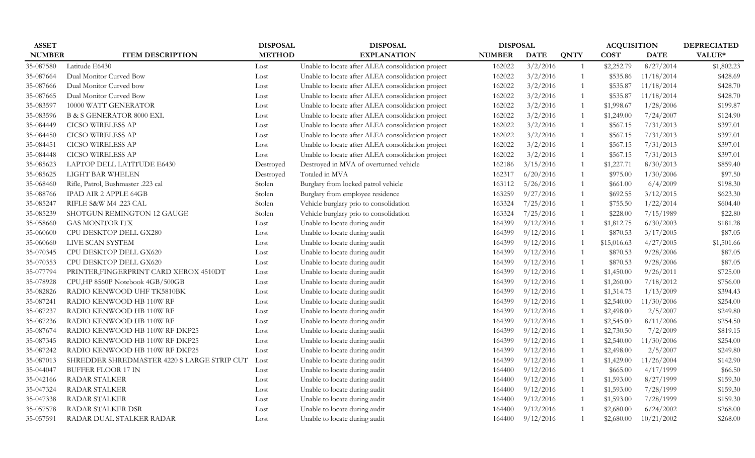| ASSET NUMBER | ITEM DESCRIPTION | DISPOSAL METHOD | DISPOSAL EXPLANATION | DISPOSAL NUMBER | DISPOSAL DATE | QNTY | ACQUISITION COST | ACQUISITION DATE | DEPRECIATED VALUE* |
|---|---|---|---|---|---|---|---|---|---|
| 35-087580 | Latitude E6430 | Lost | Unable to locate after ALEA consolidation project | 162022 | 3/2/2016 | 1 | $2,252.79 | 8/27/2014 | $1,802.23 |
| 35-087664 | Dual Monitor Curved Bow | Lost | Unable to locate after ALEA consolidation project | 162022 | 3/2/2016 | 1 | $535.86 | 11/18/2014 | $428.69 |
| 35-087666 | Dual Monitor Curved bow | Lost | Unable to locate after ALEA consolidation project | 162022 | 3/2/2016 | 1 | $535.87 | 11/18/2014 | $428.70 |
| 35-087665 | Dual Monitor Curved Bow | Lost | Unable to locate after ALEA consolidation project | 162022 | 3/2/2016 | 1 | $535.87 | 11/18/2014 | $428.70 |
| 35-083597 | 10000 WATT GENERATOR | Lost | Unable to locate after ALEA consolidation project | 162022 | 3/2/2016 | 1 | $1,998.67 | 1/28/2006 | $199.87 |
| 35-083596 | B & S GENERATOR 8000 EXL | Lost | Unable to locate after ALEA consolidation project | 162022 | 3/2/2016 | 1 | $1,249.00 | 7/24/2007 | $124.90 |
| 35-084449 | CICSO WIRELESS AP | Lost | Unable to locate after ALEA consolidation project | 162022 | 3/2/2016 | 1 | $567.15 | 7/31/2013 | $397.01 |
| 35-084450 | CICSO WIRELESS AP | Lost | Unable to locate after ALEA consolidation project | 162022 | 3/2/2016 | 1 | $567.15 | 7/31/2013 | $397.01 |
| 35-084451 | CICSO WIRELESS AP | Lost | Unable to locate after ALEA consolidation project | 162022 | 3/2/2016 | 1 | $567.15 | 7/31/2013 | $397.01 |
| 35-084448 | CICSO WIRELESS AP | Lost | Unable to locate after ALEA consolidation project | 162022 | 3/2/2016 | 1 | $567.15 | 7/31/2013 | $397.01 |
| 35-085623 | LAPTOP DELL LATITUDE E6430 | Destroyed | Destroyed in MVA of overturned vehicle | 162186 | 3/15/2016 | 1 | $1,227.71 | 8/30/2013 | $859.40 |
| 35-085625 | LIGHT BAR WHELEN | Destroyed | Totaled in MVA | 162317 | 6/20/2016 | 1 | $975.00 | 1/30/2006 | $97.50 |
| 35-068460 | Rifle, Patrol, Bushmaster .223 cal | Stolen | Burglary from locked patrol vehicle | 163112 | 5/26/2016 | 1 | $661.00 | 6/4/2009 | $198.30 |
| 35-088766 | IPAD AIR 2 APPLE 64GB | Stolen | Burglary from employee residence | 163259 | 9/27/2016 | 1 | $692.55 | 3/12/2015 | $623.30 |
| 35-085247 | RIFLE S&W M4 .223 CAL | Stolen | Vehicle burglary prio to consolidation | 163324 | 7/25/2016 | 1 | $755.50 | 1/22/2014 | $604.40 |
| 35-085239 | SHOTGUN REMINGTON 12 GAUGE | Stolen | Vehicle burglary prio to consolidation | 163324 | 7/25/2016 | 1 | $228.00 | 7/15/1989 | $22.80 |
| 35-058660 | GAS MONITOR ITX | Lost | Unable to locate during audit | 164399 | 9/12/2016 | 1 | $1,812.75 | 6/30/2003 | $181.28 |
| 35-060600 | CPU DESKTOP DELL GX280 | Lost | Unable to locate during audit | 164399 | 9/12/2016 | 1 | $870.53 | 3/17/2005 | $87.05 |
| 35-060660 | LIVE SCAN SYSTEM | Lost | Unable to locate during audit | 164399 | 9/12/2016 | 1 | $15,016.63 | 4/27/2005 | $1,501.66 |
| 35-070345 | CPU DESKTOP DELL GX620 | Lost | Unable to locate during audit | 164399 | 9/12/2016 | 1 | $870.53 | 9/28/2006 | $87.05 |
| 35-070353 | CPU DESKTOP DELL GX620 | Lost | Unable to locate during audit | 164399 | 9/12/2016 | 1 | $870.53 | 9/28/2006 | $87.05 |
| 35-077794 | PRINTER,FINGERPRINT CARD XEROX 4510DT | Lost | Unable to locate during audit | 164399 | 9/12/2016 | 1 | $1,450.00 | 9/26/2011 | $725.00 |
| 35-078928 | CPU,HP 8560P Notebook 4GB/500GB | Lost | Unable to locate during audit | 164399 | 9/12/2016 | 1 | $1,260.00 | 7/18/2012 | $756.00 |
| 35-082826 | RADIO KENWOOD UHF TK5810BK | Lost | Unable to locate during audit | 164399 | 9/12/2016 | 1 | $1,314.75 | 1/13/2009 | $394.43 |
| 35-087241 | RADIO KENWOOD HB 110W RF | Lost | Unable to locate during audit | 164399 | 9/12/2016 | 1 | $2,540.00 | 11/30/2006 | $254.00 |
| 35-087237 | RADIO KENWOOD HB 110W RF | Lost | Unable to locate during audit | 164399 | 9/12/2016 | 1 | $2,498.00 | 2/5/2007 | $249.80 |
| 35-087236 | RADIO KENWOOD HB 110W RF | Lost | Unable to locate during audit | 164399 | 9/12/2016 | 1 | $2,545.00 | 8/11/2006 | $254.50 |
| 35-087674 | RADIO KENWOOD HB 110W RF DKP25 | Lost | Unable to locate during audit | 164399 | 9/12/2016 | 1 | $2,730.50 | 7/2/2009 | $819.15 |
| 35-087345 | RADIO KENWOOD HB 110W RF DKP25 | Lost | Unable to locate during audit | 164399 | 9/12/2016 | 1 | $2,540.00 | 11/30/2006 | $254.00 |
| 35-087242 | RADIO KENWOOD HB 110W RF DKP25 | Lost | Unable to locate during audit | 164399 | 9/12/2016 | 1 | $2,498.00 | 2/5/2007 | $249.80 |
| 35-087013 | SHREDDER SHREDMASTER 4220 S LARGE STRIP CUT | Lost | Unable to locate during audit | 164399 | 9/12/2016 | 1 | $1,429.00 | 11/26/2004 | $142.90 |
| 35-044047 | BUFFER FLOOR 17 IN | Lost | Unable to locate during audit | 164400 | 9/12/2016 | 1 | $665.00 | 4/17/1999 | $66.50 |
| 35-042166 | RADAR STALKER | Lost | Unable to locate during audit | 164400 | 9/12/2016 | 1 | $1,593.00 | 8/27/1999 | $159.30 |
| 35-047324 | RADAR STALKER | Lost | Unable to locate during audit | 164400 | 9/12/2016 | 1 | $1,593.00 | 7/28/1999 | $159.30 |
| 35-047338 | RADAR STALKER | Lost | Unable to locate during audit | 164400 | 9/12/2016 | 1 | $1,593.00 | 7/28/1999 | $159.30 |
| 35-057578 | RADAR STALKER DSR | Lost | Unable to locate during audit | 164400 | 9/12/2016 | 1 | $2,680.00 | 6/24/2002 | $268.00 |
| 35-057591 | RADAR DUAL STALKER RADAR | Lost | Unable to locate during audit | 164400 | 9/12/2016 | 1 | $2,680.00 | 10/21/2002 | $268.00 |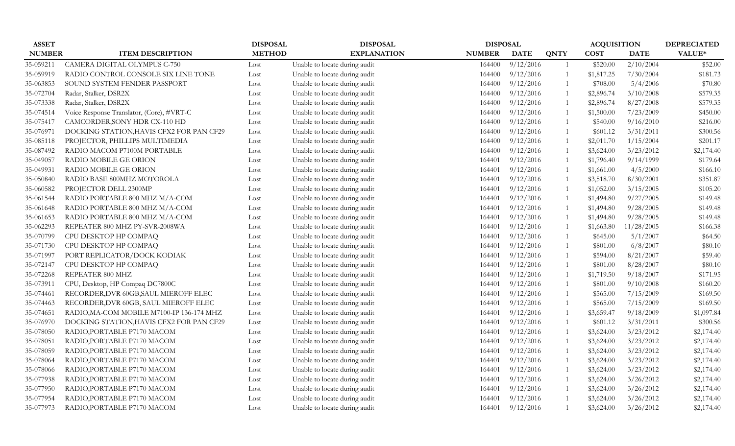| ASSET NUMBER | ITEM DESCRIPTION | DISPOSAL METHOD | DISPOSAL EXPLANATION | DISPOSAL NUMBER | DISPOSAL DATE | QNTY | ACQUISITION COST | ACQUISITION DATE | DEPRECIATED VALUE* |
|---|---|---|---|---|---|---|---|---|---|
| 35-059211 | CAMERA DIGITAL OLYMPUS C-750 | Lost | Unable to locate during audit | 164400 | 9/12/2016 | 1 | $520.00 | 2/10/2004 | $52.00 |
| 35-059919 | RADIO CONTROL CONSOLE SIX LINE TONE | Lost | Unable to locate during audit | 164400 | 9/12/2016 | 1 | $1,817.25 | 7/30/2004 | $181.73 |
| 35-063853 | SOUND SYSTEM FENDER PASSPORT | Lost | Unable to locate during audit | 164400 | 9/12/2016 | 1 | $708.00 | 5/4/2006 | $70.80 |
| 35-072704 | Radar, Stalker, DSR2X | Lost | Unable to locate during audit | 164400 | 9/12/2016 | 1 | $2,896.74 | 3/10/2008 | $579.35 |
| 35-073338 | Radar, Stalker, DSR2X | Lost | Unable to locate during audit | 164400 | 9/12/2016 | 1 | $2,896.74 | 8/27/2008 | $579.35 |
| 35-074514 | Voice Response Translator, (Core), #VRT-C | Lost | Unable to locate during audit | 164400 | 9/12/2016 | 1 | $1,500.00 | 7/23/2009 | $450.00 |
| 35-075417 | CAMCORDER,SONY HDR CX-110 HD | Lost | Unable to locate during audit | 164400 | 9/12/2016 | 1 | $540.00 | 9/16/2010 | $216.00 |
| 35-076971 | DOCKING STATION,HAVIS CFX2 FOR PAN CF29 | Lost | Unable to locate during audit | 164400 | 9/12/2016 | 1 | $601.12 | 3/31/2011 | $300.56 |
| 35-085118 | PROJECTOR, PHILLIPS MULTIMEDIA | Lost | Unable to locate during audit | 164400 | 9/12/2016 | 1 | $2,011.70 | 1/15/2004 | $201.17 |
| 35-087492 | RADIO MACOM P7100M PORTABLE | Lost | Unable to locate during audit | 164400 | 9/12/2016 | 1 | $3,624.00 | 3/23/2012 | $2,174.40 |
| 35-049057 | RADIO MOBILE GE ORION | Lost | Unable to locate during audit | 164401 | 9/12/2016 | 1 | $1,796.40 | 9/14/1999 | $179.64 |
| 35-049931 | RADIO MOBILE GE ORION | Lost | Unable to locate during audit | 164401 | 9/12/2016 | 1 | $1,661.00 | 4/5/2000 | $166.10 |
| 35-050840 | RADIO BASE 800MHZ MOTOROLA | Lost | Unable to locate during audit | 164401 | 9/12/2016 | 1 | $3,518.70 | 8/30/2001 | $351.87 |
| 35-060582 | PROJECTOR DELL 2300MP | Lost | Unable to locate during audit | 164401 | 9/12/2016 | 1 | $1,052.00 | 3/15/2005 | $105.20 |
| 35-061544 | RADIO PORTABLE 800 MHZ M/A-COM | Lost | Unable to locate during audit | 164401 | 9/12/2016 | 1 | $1,494.80 | 9/27/2005 | $149.48 |
| 35-061648 | RADIO PORTABLE 800 MHZ M/A-COM | Lost | Unable to locate during audit | 164401 | 9/12/2016 | 1 | $1,494.80 | 9/28/2005 | $149.48 |
| 35-061653 | RADIO PORTABLE 800 MHZ M/A-COM | Lost | Unable to locate during audit | 164401 | 9/12/2016 | 1 | $1,494.80 | 9/28/2005 | $149.48 |
| 35-062293 | REPEATER 800 MHZ PY-SVR-2008WA | Lost | Unable to locate during audit | 164401 | 9/12/2016 | 1 | $1,663.80 | 11/28/2005 | $166.38 |
| 35-070799 | CPU DESKTOP HP COMPAQ | Lost | Unable to locate during audit | 164401 | 9/12/2016 | 1 | $645.00 | 5/1/2007 | $64.50 |
| 35-071730 | CPU DESKTOP HP COMPAQ | Lost | Unable to locate during audit | 164401 | 9/12/2016 | 1 | $801.00 | 6/8/2007 | $80.10 |
| 35-071997 | PORT REPLICATOR/DOCK KODIAK | Lost | Unable to locate during audit | 164401 | 9/12/2016 | 1 | $594.00 | 8/21/2007 | $59.40 |
| 35-072147 | CPU DESKTOP HP COMPAQ | Lost | Unable to locate during audit | 164401 | 9/12/2016 | 1 | $801.00 | 8/28/2007 | $80.10 |
| 35-072268 | REPEATER 800 MHZ | Lost | Unable to locate during audit | 164401 | 9/12/2016 | 1 | $1,719.50 | 9/18/2007 | $171.95 |
| 35-073911 | CPU, Desktop, HP Compaq DC7800C | Lost | Unable to locate during audit | 164401 | 9/12/2016 | 1 | $801.00 | 9/10/2008 | $160.20 |
| 35-074461 | RECORDER,DVR 60GB,SAUL MIEROFF ELEC | Lost | Unable to locate during audit | 164401 | 9/12/2016 | 1 | $565.00 | 7/15/2009 | $169.50 |
| 35-074463 | RECORDER,DVR 60GB, SAUL MIEROFF ELEC | Lost | Unable to locate during audit | 164401 | 9/12/2016 | 1 | $565.00 | 7/15/2009 | $169.50 |
| 35-074651 | RADIO,MA-COM MOBILE M7100-IP 136-174 MHZ | Lost | Unable to locate during audit | 164401 | 9/12/2016 | 1 | $3,659.47 | 9/18/2009 | $1,097.84 |
| 35-076970 | DOCKING STATION,HAVIS CFX2 FOR PAN CF29 | Lost | Unable to locate during audit | 164401 | 9/12/2016 | 1 | $601.12 | 3/31/2011 | $300.56 |
| 35-078050 | RADIO,PORTABLE P7170 MACOM | Lost | Unable to locate during audit | 164401 | 9/12/2016 | 1 | $3,624.00 | 3/23/2012 | $2,174.40 |
| 35-078051 | RADIO,PORTABLE P7170 MACOM | Lost | Unable to locate during audit | 164401 | 9/12/2016 | 1 | $3,624.00 | 3/23/2012 | $2,174.40 |
| 35-078059 | RADIO,PORTABLE P7170 MACOM | Lost | Unable to locate during audit | 164401 | 9/12/2016 | 1 | $3,624.00 | 3/23/2012 | $2,174.40 |
| 35-078064 | RADIO,PORTABLE P7170 MACOM | Lost | Unable to locate during audit | 164401 | 9/12/2016 | 1 | $3,624.00 | 3/23/2012 | $2,174.40 |
| 35-078066 | RADIO,PORTABLE P7170 MACOM | Lost | Unable to locate during audit | 164401 | 9/12/2016 | 1 | $3,624.00 | 3/23/2012 | $2,174.40 |
| 35-077938 | RADIO,PORTABLE P7170 MACOM | Lost | Unable to locate during audit | 164401 | 9/12/2016 | 1 | $3,624.00 | 3/26/2012 | $2,174.40 |
| 35-077950 | RADIO,PORTABLE P7170 MACOM | Lost | Unable to locate during audit | 164401 | 9/12/2016 | 1 | $3,624.00 | 3/26/2012 | $2,174.40 |
| 35-077954 | RADIO,PORTABLE P7170 MACOM | Lost | Unable to locate during audit | 164401 | 9/12/2016 | 1 | $3,624.00 | 3/26/2012 | $2,174.40 |
| 35-077973 | RADIO,PORTABLE P7170 MACOM | Lost | Unable to locate during audit | 164401 | 9/12/2016 | 1 | $3,624.00 | 3/26/2012 | $2,174.40 |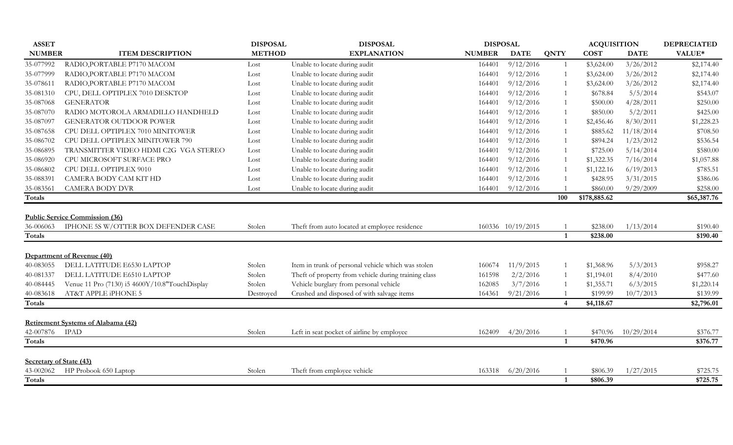| ASSET NUMBER | ITEM DESCRIPTION | DISPOSAL METHOD | DISPOSAL EXPLANATION | DISPOSAL NUMBER | DISPOSAL DATE | QNTY | ACQUISITION COST | ACQUISITION DATE | DEPRECIATED VALUE* |
|---|---|---|---|---|---|---|---|---|---|
| 35-077992 | RADIO,PORTABLE P7170 MACOM | Lost | Unable to locate during audit | 164401 | 9/12/2016 | 1 | $3,624.00 | 3/26/2012 | $2,174.40 |
| 35-077999 | RADIO,PORTABLE P7170 MACOM | Lost | Unable to locate during audit | 164401 | 9/12/2016 | 1 | $3,624.00 | 3/26/2012 | $2,174.40 |
| 35-078611 | RADIO,PORTABLE P7170 MACOM | Lost | Unable to locate during audit | 164401 | 9/12/2016 | 1 | $3,624.00 | 3/26/2012 | $2,174.40 |
| 35-081310 | CPU, DELL OPTIPLEX 7010 DESKTOP | Lost | Unable to locate during audit | 164401 | 9/12/2016 | 1 | $678.84 | 5/5/2014 | $543.07 |
| 35-087068 | GENERATOR | Lost | Unable to locate during audit | 164401 | 9/12/2016 | 1 | $500.00 | 4/28/2011 | $250.00 |
| 35-087070 | RADIO MOTOROLA ARMADILLO HANDHELD | Lost | Unable to locate during audit | 164401 | 9/12/2016 | 1 | $850.00 | 5/2/2011 | $425.00 |
| 35-087097 | GENERATOR OUTDOOR POWER | Lost | Unable to locate during audit | 164401 | 9/12/2016 | 1 | $2,456.46 | 8/30/2011 | $1,228.23 |
| 35-087658 | CPU DELL OPTIPLEX 7010 MINITOWER | Lost | Unable to locate during audit | 164401 | 9/12/2016 | 1 | $885.62 | 11/18/2014 | $708.50 |
| 35-086702 | CPU DELL OPTIPLEX MINITOWER 790 | Lost | Unable to locate during audit | 164401 | 9/12/2016 | 1 | $894.24 | 1/23/2012 | $536.54 |
| 35-086895 | TRANSMITTER VIDEO HDMI C2G VGA STEREO | Lost | Unable to locate during audit | 164401 | 9/12/2016 | 1 | $725.00 | 5/14/2014 | $580.00 |
| 35-086920 | CPU MICROSOFT SURFACE PRO | Lost | Unable to locate during audit | 164401 | 9/12/2016 | 1 | $1,322.35 | 7/16/2014 | $1,057.88 |
| 35-086802 | CPU DELL OPTIPLEX 9010 | Lost | Unable to locate during audit | 164401 | 9/12/2016 | 1 | $1,122.16 | 6/19/2013 | $785.51 |
| 35-088391 | CAMERA BODY CAM KIT HD | Lost | Unable to locate during audit | 164401 | 9/12/2016 | 1 | $428.95 | 3/31/2015 | $386.06 |
| 35-083561 | CAMERA BODY DVR | Lost | Unable to locate during audit | 164401 | 9/12/2016 | 1 | $860.00 | 9/29/2009 | $258.00 |
| **Totals** | | | | | | **100** | **$178,885.62** | | **$65,387.76** |
| | | | | | | | | | |
| **Public Service Commission (36)** | | | | | | | | | |
| 36-006063 | IPHONE 5S W/OTTER BOX DEFENDER CASE | Stolen | Theft from auto located at employee residence | 160336 | 10/19/2015 | 1 | $238.00 | 1/13/2014 | $190.40 |
| **Totals** | | | | | | **1** | **$238.00** | | **$190.40** |
| | | | | | | | | | |
| **Department of Revenue (40)** | | | | | | | | | |
| 40-083055 | DELL LATITUDE E6530 LAPTOP | Stolen | Item in trunk of personal vehicle which was stolen | 160674 | 11/9/2015 | 1 | $1,368.96 | 5/3/2013 | $958.27 |
| 40-081337 | DELL LATITUDE E6510 LAPTOP | Stolen | Theft of property from vehicle during training class | 161598 | 2/2/2016 | 1 | $1,194.01 | 8/4/2010 | $477.60 |
| 40-084445 | Venue 11 Pro (7130) i5 4600Y/10.8"TouchDisplay | Stolen | Vehicle burglary from personal vehicle | 162085 | 3/7/2016 | 1 | $1,355.71 | 6/3/2015 | $1,220.14 |
| 40-083618 | AT&T APPLE iPHONE 5 | Destroyed | Crushed and disposed of with salvage items | 164361 | 9/21/2016 | 1 | $199.99 | 10/7/2013 | $139.99 |
| **Totals** | | | | | | **4** | **$4,118.67** | | **$2,796.01** |
| | | | | | | | | | |
| **Retirement Systems of Alabama (42)** | | | | | | | | | |
| 42-007876 | IPAD | Stolen | Left in seat pocket of airline by employee | 162409 | 4/20/2016 | 1 | $470.96 | 10/29/2014 | $376.77 |
| **Totals** | | | | | | **1** | **$470.96** | | **$376.77** |
| | | | | | | | | | |
| **Secretary of State (43)** | | | | | | | | | |
| 43-002062 | HP Probook 650 Laptop | Stolen | Theft from employee vehicle | 163318 | 6/20/2016 | 1 | $806.39 | 1/27/2015 | $725.75 |
| **Totals** | | | | | | **1** | **$806.39** | | **$725.75** |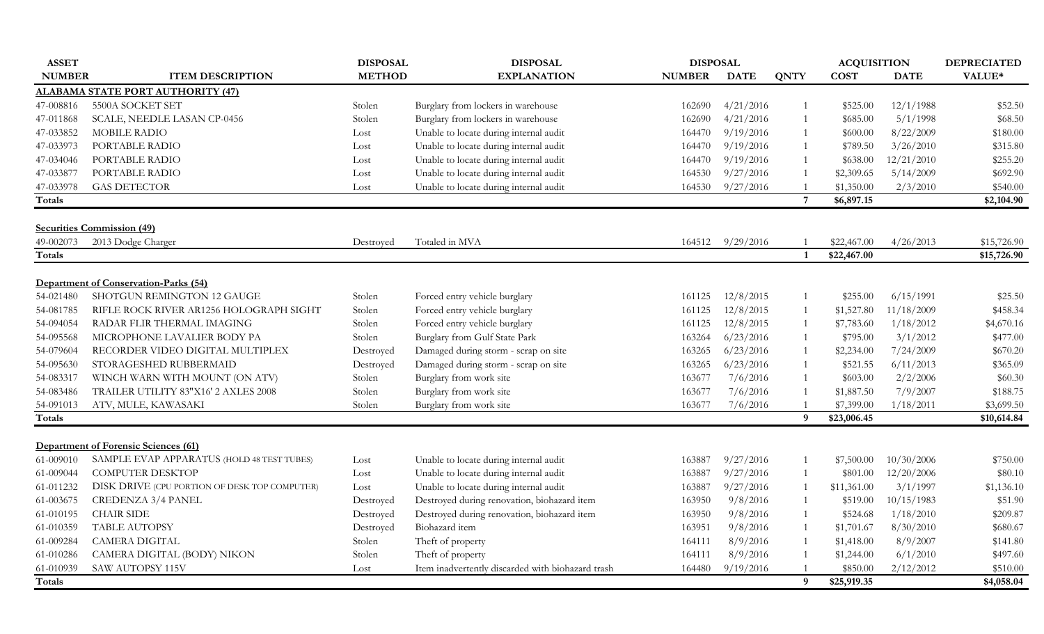| ASSET NUMBER | ITEM DESCRIPTION | DISPOSAL METHOD | DISPOSAL EXPLANATION | DISPOSAL NUMBER | DISPOSAL DATE | QNTY | ACQUISITION COST | ACQUISITION DATE | DEPRECIATED VALUE* |
|---|---|---|---|---|---|---|---|---|---|
| **ALABAMA STATE PORT AUTHORITY (47)** | | | | | | | | | |
| 47-008816 | 5500A SOCKET SET | Stolen | Burglary from lockers in warehouse | 162690 | 4/21/2016 | 1 | $525.00 | 12/1/1988 | $52.50 |
| 47-011868 | SCALE, NEEDLE LASAN CP-0456 | Stolen | Burglary from lockers in warehouse | 162690 | 4/21/2016 | 1 | $685.00 | 5/1/1998 | $68.50 |
| 47-033852 | MOBILE RADIO | Lost | Unable to locate during internal audit | 164470 | 9/19/2016 | 1 | $600.00 | 8/22/2009 | $180.00 |
| 47-033973 | PORTABLE RADIO | Lost | Unable to locate during internal audit | 164470 | 9/19/2016 | 1 | $789.50 | 3/26/2010 | $315.80 |
| 47-034046 | PORTABLE RADIO | Lost | Unable to locate during internal audit | 164470 | 9/19/2016 | 1 | $638.00 | 12/21/2010 | $255.20 |
| 47-033877 | PORTABLE RADIO | Lost | Unable to locate during internal audit | 164530 | 9/27/2016 | 1 | $2,309.65 | 5/14/2009 | $692.90 |
| 47-033978 | GAS DETECTOR | Lost | Unable to locate during internal audit | 164530 | 9/27/2016 | 1 | $1,350.00 | 2/3/2010 | $540.00 |
| **Totals** | | | | | | **7** | **$6,897.15** | | **$2,104.90** |
| **Securities Commission (49)** | | | | | | | | | |
| 49-002073 | 2013 Dodge Charger | Destroyed | Totaled in MVA | 164512 | 9/29/2016 | 1 | $22,467.00 | 4/26/2013 | $15,726.90 |
| **Totals** | | | | | | **1** | **$22,467.00** | | **$15,726.90** |
| **Department of Conservation-Parks (54)** | | | | | | | | | |
| 54-021480 | SHOTGUN REMINGTON 12 GAUGE | Stolen | Forced entry vehicle burglary | 161125 | 12/8/2015 | 1 | $255.00 | 6/15/1991 | $25.50 |
| 54-081785 | RIFLE ROCK RIVER AR1256 HOLOGRAPH SIGHT | Stolen | Forced entry vehicle burglary | 161125 | 12/8/2015 | 1 | $1,527.80 | 11/18/2009 | $458.34 |
| 54-094054 | RADAR FLIR THERMAL IMAGING | Stolen | Forced entry vehicle burglary | 161125 | 12/8/2015 | 1 | $7,783.60 | 1/18/2012 | $4,670.16 |
| 54-095568 | MICROPHONE LAVALIER BODY PA | Stolen | Burglary from Gulf State Park | 163264 | 6/23/2016 | 1 | $795.00 | 3/1/2012 | $477.00 |
| 54-079604 | RECORDER VIDEO DIGITAL MULTIPLEX | Destroyed | Damaged during storm - scrap on site | 163265 | 6/23/2016 | 1 | $2,234.00 | 7/24/2009 | $670.20 |
| 54-095630 | STORAGESHED RUBBERMAID | Destroyed | Damaged during storm - scrap on site | 163265 | 6/23/2016 | 1 | $521.55 | 6/11/2013 | $365.09 |
| 54-083317 | WINCH WARN WITH MOUNT (ON ATV) | Stolen | Burglary from work site | 163677 | 7/6/2016 | 1 | $603.00 | 2/2/2006 | $60.30 |
| 54-083486 | TRAILER UTILITY 83"X16' 2 AXLES 2008 | Stolen | Burglary from work site | 163677 | 7/6/2016 | 1 | $1,887.50 | 7/9/2007 | $188.75 |
| 54-091013 | ATV, MULE, KAWASAKI | Stolen | Burglary from work site | 163677 | 7/6/2016 | 1 | $7,399.00 | 1/18/2011 | $3,699.50 |
| **Totals** | | | | | | **9** | **$23,006.45** | | **$10,614.84** |
| **Department of Forensic Sciences (61)** | | | | | | | | | |
| 61-009010 | SAMPLE EVAP APPARATUS (HOLD 48 TEST TUBES) | Lost | Unable to locate during internal audit | 163887 | 9/27/2016 | 1 | $7,500.00 | 10/30/2006 | $750.00 |
| 61-009044 | COMPUTER DESKTOP | Lost | Unable to locate during internal audit | 163887 | 9/27/2016 | 1 | $801.00 | 12/20/2006 | $80.10 |
| 61-011232 | DISK DRIVE (CPU PORTION OF DESK TOP COMPUTER) | Lost | Unable to locate during internal audit | 163887 | 9/27/2016 | 1 | $11,361.00 | 3/1/1997 | $1,136.10 |
| 61-003675 | CREDENZA 3/4 PANEL | Destroyed | Destroyed during renovation, biohazard item | 163950 | 9/8/2016 | 1 | $519.00 | 10/15/1983 | $51.90 |
| 61-010195 | CHAIR SIDE | Destroyed | Destroyed during renovation, biohazard item | 163950 | 9/8/2016 | 1 | $524.68 | 1/18/2010 | $209.87 |
| 61-010359 | TABLE AUTOPSY | Destroyed | Biohazard item | 163951 | 9/8/2016 | 1 | $1,701.67 | 8/30/2010 | $680.67 |
| 61-009284 | CAMERA DIGITAL | Stolen | Theft of property | 164111 | 8/9/2016 | 1 | $1,418.00 | 8/9/2007 | $141.80 |
| 61-010286 | CAMERA DIGITAL (BODY) NIKON | Stolen | Theft of property | 164111 | 8/9/2016 | 1 | $1,244.00 | 6/1/2010 | $497.60 |
| 61-010939 | SAW AUTOPSY 115V | Lost | Item inadvertently discarded with biohazard trash | 164480 | 9/19/2016 | 1 | $850.00 | 2/12/2012 | $510.00 |
| **Totals** | | | | | | **9** | **$25,919.35** | | **$4,058.04** |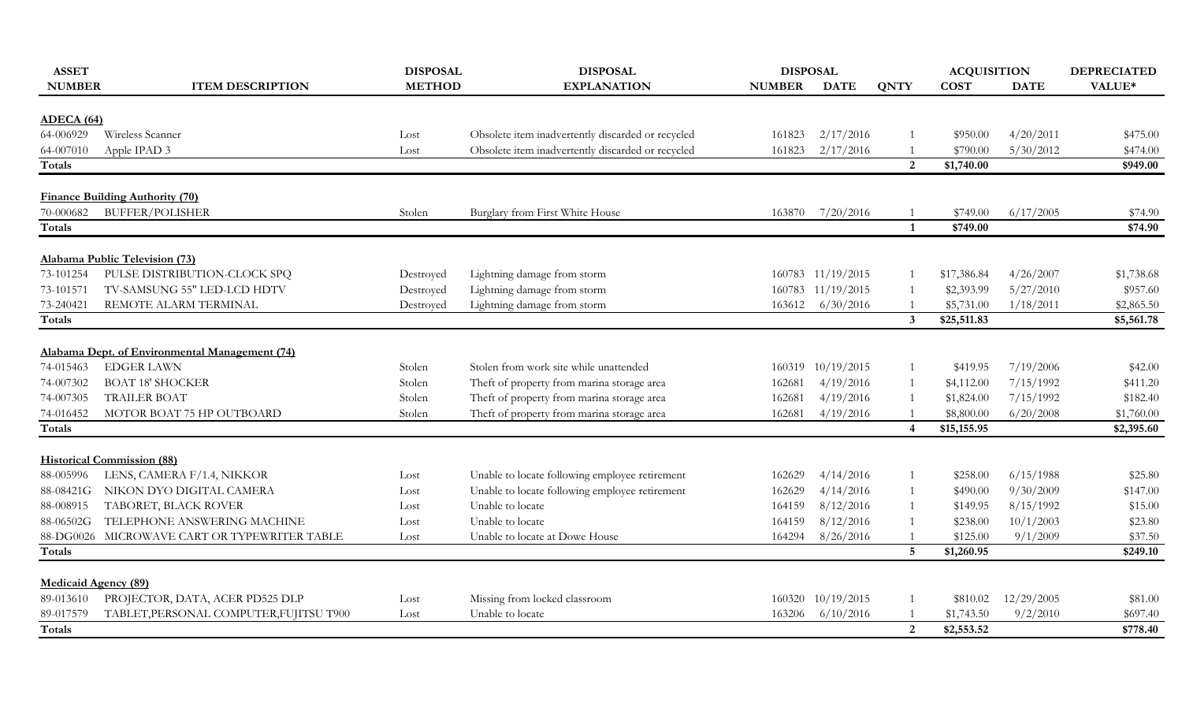| ASSET NUMBER | ITEM DESCRIPTION | DISPOSAL METHOD | DISPOSAL EXPLANATION | DISPOSAL NUMBER | DISPOSAL DATE | QNTY | ACQUISITION COST | ACQUISITION DATE | DEPRECIATED VALUE* |
|---|---|---|---|---|---|---|---|---|---|
| **ADECA (64)** | | | | | | | | | |
| 64-006929 | Wireless Scanner | Lost | Obsolete item inadvertently discarded or recycled | 161823 | 2/17/2016 | 1 | $950.00 | 4/20/2011 | $475.00 |
| 64-007010 | Apple IPAD 3 | Lost | Obsolete item inadvertently discarded or recycled | 161823 | 2/17/2016 | 1 | $790.00 | 5/30/2012 | $474.00 |
| **Totals** | | | | | | **2** | **$1,740.00** | | **$949.00** |
| **Finance Building Authority (70)** | | | | | | | | | |
| 70-000682 | BUFFER/POLISHER | Stolen | Burglary from First White House | 163870 | 7/20/2016 | 1 | $749.00 | 6/17/2005 | $74.90 |
| **Totals** | | | | | | **1** | **$749.00** | | **$74.90** |
| **Alabama Public Television (73)** | | | | | | | | | |
| 73-101254 | PULSE DISTRIBUTION-CLOCK SPQ | Destroyed | Lightning damage from storm | 160783 | 11/19/2015 | 1 | $17,386.84 | 4/26/2007 | $1,738.68 |
| 73-101571 | TV-SAMSUNG 55" LED-LCD HDTV | Destroyed | Lightning damage from storm | 160783 | 11/19/2015 | 1 | $2,393.99 | 5/27/2010 | $957.60 |
| 73-240421 | REMOTE ALARM TERMINAL | Destroyed | Lightning damage from storm | 163612 | 6/30/2016 | 1 | $5,731.00 | 1/18/2011 | $2,865.50 |
| **Totals** | | | | | | **3** | **$25,511.83** | | **$5,561.78** |
| **Alabama Dept. of Environmental Management (74)** | | | | | | | | | |
| 74-015463 | EDGER LAWN | Stolen | Stolen from work site while unattended | 160319 | 10/19/2015 | 1 | $419.95 | 7/19/2006 | $42.00 |
| 74-007302 | BOAT 18' SHOCKER | Stolen | Theft of property from marina storage area | 162681 | 4/19/2016 | 1 | $4,112.00 | 7/15/1992 | $411.20 |
| 74-007305 | TRAILER BOAT | Stolen | Theft of property from marina storage area | 162681 | 4/19/2016 | 1 | $1,824.00 | 7/15/1992 | $182.40 |
| 74-016452 | MOTOR BOAT 75 HP OUTBOARD | Stolen | Theft of property from marina storage area | 162681 | 4/19/2016 | 1 | $8,800.00 | 6/20/2008 | $1,760.00 |
| **Totals** | | | | | | **4** | **$15,155.95** | | **$2,395.60** |
| **Historical Commission (88)** | | | | | | | | | |
| 88-005996 | LENS, CAMERA F/1.4, NIKKOR | Lost | Unable to locate following employee retirement | 162629 | 4/14/2016 | 1 | $258.00 | 6/15/1988 | $25.80 |
| 88-08421G | NIKON DYO DIGITAL CAMERA | Lost | Unable to locate following employee retirement | 162629 | 4/14/2016 | 1 | $490.00 | 9/30/2009 | $147.00 |
| 88-008915 | TABORET, BLACK ROVER | Lost | Unable to locate | 164159 | 8/12/2016 | 1 | $149.95 | 8/15/1992 | $15.00 |
| 88-06502G | TELEPHONE ANSWERING MACHINE | Lost | Unable to locate | 164159 | 8/12/2016 | 1 | $238.00 | 10/1/2003 | $23.80 |
| 88-DG0026 | MICROWAVE CART OR TYPEWRITER TABLE | Lost | Unable to locate at Dowe House | 164294 | 8/26/2016 | 1 | $125.00 | 9/1/2009 | $37.50 |
| **Totals** | | | | | | **5** | **$1,260.95** | | **$249.10** |
| **Medicaid Agency (89)** | | | | | | | | | |
| 89-013610 | PROJECTOR, DATA, ACER PD525 DLP | Lost | Missing from locked classroom | 160320 | 10/19/2015 | 1 | $810.02 | 12/29/2005 | $81.00 |
| 89-017579 | TABLET,PERSONAL COMPUTER,FUJITSU T900 | Lost | Unable to locate | 163206 | 6/10/2016 | 1 | $1,743.50 | 9/2/2010 | $697.40 |
| **Totals** | | | | | | **2** | **$2,553.52** | | **$778.40** |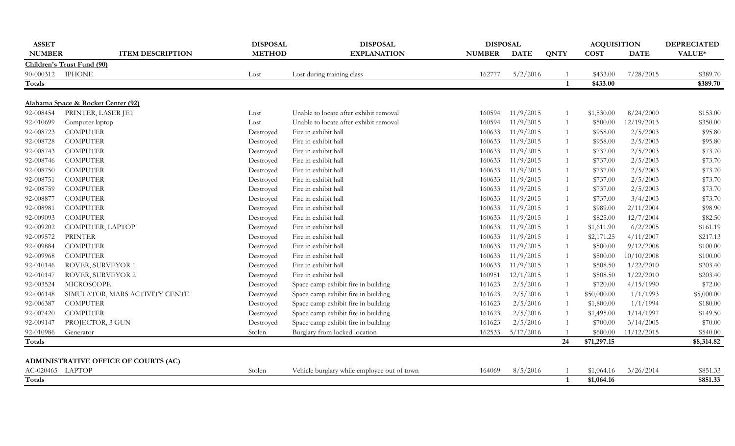| ASSET NUMBER | ITEM DESCRIPTION | DISPOSAL METHOD | DISPOSAL EXPLANATION | DISPOSAL NUMBER | DISPOSAL DATE | QNTY | ACQUISITION COST | ACQUISITION DATE | DEPRECIATED VALUE* |
|---|---|---|---|---|---|---|---|---|---|
| **Children's Trust Fund (90)** | | | | | | | | | |
| 90-000312 | IPHONE | Lost | Lost during training class | 162777 | 5/2/2016 | 1 | $433.00 | 7/28/2015 | $389.70 |
| **Totals** | | | | | | **1** | **$433.00** | | **$389.70** |
| **Alabama Space & Rocket Center (92)** | | | | | | | | | |
| 92-008454 | PRINTER, LASER JET | Lost | Unable to locate after exhibit removal | 160594 | 11/9/2015 | 1 | $1,530.00 | 8/24/2000 | $153.00 |
| 92-010699 | Computer laptop | Lost | Unable to locate after exhibit removal | 160594 | 11/9/2015 | 1 | $500.00 | 12/19/2013 | $350.00 |
| 92-008723 | COMPUTER | Destroyed | Fire in exhibit hall | 160633 | 11/9/2015 | 1 | $958.00 | 2/5/2003 | $95.80 |
| 92-008728 | COMPUTER | Destroyed | Fire in exhibit hall | 160633 | 11/9/2015 | 1 | $958.00 | 2/5/2003 | $95.80 |
| 92-008743 | COMPUTER | Destroyed | Fire in exhibit hall | 160633 | 11/9/2015 | 1 | $737.00 | 2/5/2003 | $73.70 |
| 92-008746 | COMPUTER | Destroyed | Fire in exhibit hall | 160633 | 11/9/2015 | 1 | $737.00 | 2/5/2003 | $73.70 |
| 92-008750 | COMPUTER | Destroyed | Fire in exhibit hall | 160633 | 11/9/2015 | 1 | $737.00 | 2/5/2003 | $73.70 |
| 92-008751 | COMPUTER | Destroyed | Fire in exhibit hall | 160633 | 11/9/2015 | 1 | $737.00 | 2/5/2003 | $73.70 |
| 92-008759 | COMPUTER | Destroyed | Fire in exhibit hall | 160633 | 11/9/2015 | 1 | $737.00 | 2/5/2003 | $73.70 |
| 92-008877 | COMPUTER | Destroyed | Fire in exhibit hall | 160633 | 11/9/2015 | 1 | $737.00 | 3/4/2003 | $73.70 |
| 92-008981 | COMPUTER | Destroyed | Fire in exhibit hall | 160633 | 11/9/2015 | 1 | $989.00 | 2/11/2004 | $98.90 |
| 92-009093 | COMPUTER | Destroyed | Fire in exhibit hall | 160633 | 11/9/2015 | 1 | $825.00 | 12/7/2004 | $82.50 |
| 92-009202 | COMPUTER, LAPTOP | Destroyed | Fire in exhibit hall | 160633 | 11/9/2015 | 1 | $1,611.90 | 6/2/2005 | $161.19 |
| 92-009572 | PRINTER | Destroyed | Fire in exhibit hall | 160633 | 11/9/2015 | 1 | $2,171.25 | 4/11/2007 | $217.13 |
| 92-009884 | COMPUTER | Destroyed | Fire in exhibit hall | 160633 | 11/9/2015 | 1 | $500.00 | 9/12/2008 | $100.00 |
| 92-009968 | COMPUTER | Destroyed | Fire in exhibit hall | 160633 | 11/9/2015 | 1 | $500.00 | 10/10/2008 | $100.00 |
| 92-010146 | ROVER, SURVEYOR 1 | Destroyed | Fire in exhibit hall | 160633 | 11/9/2015 | 1 | $508.50 | 1/22/2010 | $203.40 |
| 92-010147 | ROVER, SURVEYOR 2 | Destroyed | Fire in exhibit hall | 160951 | 12/1/2015 | 1 | $508.50 | 1/22/2010 | $203.40 |
| 92-003524 | MICROSCOPE | Destroyed | Space camp exhibit fire in building | 161623 | 2/5/2016 | 1 | $720.00 | 4/15/1990 | $72.00 |
| 92-006148 | SIMULATOR, MARS ACTIVITY CENTE | Destroyed | Space camp exhibit fire in building | 161623 | 2/5/2016 | 1 | $50,000.00 | 1/1/1993 | $5,000.00 |
| 92-006387 | COMPUTER | Destroyed | Space camp exhibit fire in building | 161623 | 2/5/2016 | 1 | $1,800.00 | 1/1/1994 | $180.00 |
| 92-007420 | COMPUTER | Destroyed | Space camp exhibit fire in building | 161623 | 2/5/2016 | 1 | $1,495.00 | 1/14/1997 | $149.50 |
| 92-009147 | PROJECTOR, 3 GUN | Destroyed | Space camp exhibit fire in building | 161623 | 2/5/2016 | 1 | $700.00 | 3/14/2005 | $70.00 |
| 92-010986 | Generator | Stolen | Burglary from locked location | 162533 | 5/17/2016 | 1 | $600.00 | 11/12/2015 | $540.00 |
| **Totals** | | | | | | **24** | **$71,297.15** | | **$8,314.82** |
| **ADMINISTRATIVE OFFICE OF COURTS (AC)** | | | | | | | | | |
| AC-020465 | LAPTOP | Stolen | Vehicle burglary while employee out of town | 164069 | 8/5/2016 | 1 | $1,064.16 | 3/26/2014 | $851.33 |
| **Totals** | | | | | | **1** | **$1,064.16** | | **$851.33** |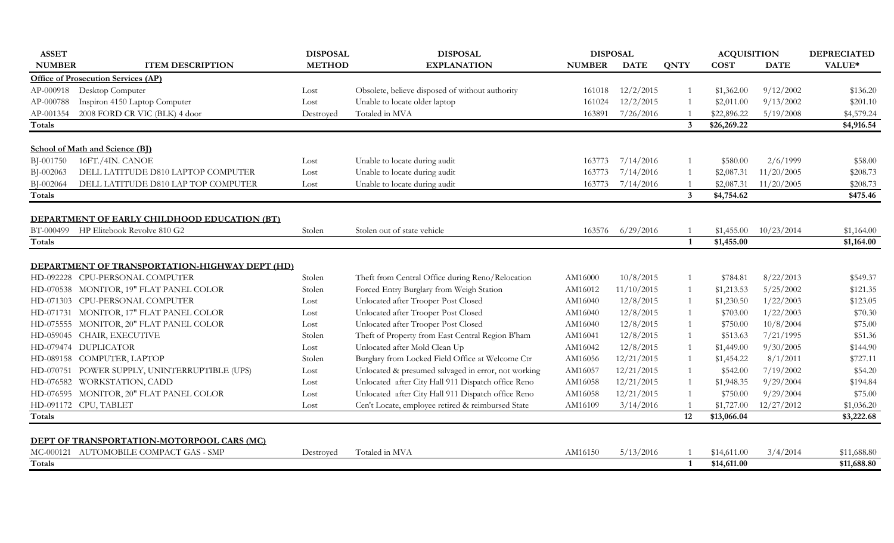| ASSET NUMBER | ITEM DESCRIPTION | DISPOSAL METHOD | DISPOSAL EXPLANATION | DISPOSAL NUMBER | DISPOSAL DATE | QNTY | ACQUISITION COST | ACQUISITION DATE | DEPRECIATED VALUE* |
|---|---|---|---|---|---|---|---|---|---|
| **Office of Prosecution Services (AP)** | | | | | | | | | |
| AP-000918 | Desktop Computer | Lost | Obsolete, believe disposed of without authority | 161018 | 12/2/2015 | 1 | $1,362.00 | 9/12/2002 | $136.20 |
| AP-000788 | Inspiron 4150 Laptop Computer | Lost | Unable to locate older laptop | 161024 | 12/2/2015 | 1 | $2,011.00 | 9/13/2002 | $201.10 |
| AP-001354 | 2008 FORD CR VIC (BLK) 4 door | Destroyed | Totaled in MVA | 163891 | 7/26/2016 | 1 | $22,896.22 | 5/19/2008 | $4,579.24 |
| **Totals** | | | | | | **3** | **$26,269.22** | | **$4,916.54** |
| **School of Math and Science (BJ)** | | | | | | | | | |
| BJ-001750 | 16FT./4IN. CANOE | Lost | Unable to locate during audit | 163773 | 7/14/2016 | 1 | $580.00 | 2/6/1999 | $58.00 |
| BJ-002063 | DELL LATITUDE D810 LAPTOP COMPUTER | Lost | Unable to locate during audit | 163773 | 7/14/2016 | 1 | $2,087.31 | 11/20/2005 | $208.73 |
| BJ-002064 | DELL LATITUDE D810 LAP TOP COMPUTER | Lost | Unable to locate during audit | 163773 | 7/14/2016 | 1 | $2,087.31 | 11/20/2005 | $208.73 |
| **Totals** | | | | | | **3** | **$4,754.62** | | **$475.46** |
| **DEPARTMENT OF EARLY CHILDHOOD EDUCATION (BT)** | | | | | | | | | |
| BT-000499 | HP Elitebook Revolve 810 G2 | Stolen | Stolen out of state vehicle | 163576 | 6/29/2016 | 1 | $1,455.00 | 10/23/2014 | $1,164.00 |
| **Totals** | | | | | | **1** | **$1,455.00** | | **$1,164.00** |
| **DEPARTMENT OF TRANSPORTATION-HIGHWAY DEPT (HD)** | | | | | | | | | |
| HD-092228 | CPU-PERSONAL COMPUTER | Stolen | Theft from Central Office during Reno/Relocation | AM16000 | 10/8/2015 | 1 | $784.81 | 8/22/2013 | $549.37 |
| HD-070538 | MONITOR, 19" FLAT PANEL COLOR | Stolen | Forced Entry Burglary from Weigh Station | AM16012 | 11/10/2015 | 1 | $1,213.53 | 5/25/2002 | $121.35 |
| HD-071303 | CPU-PERSONAL COMPUTER | Lost | Unlocated after Trooper Post Closed | AM16040 | 12/8/2015 | 1 | $1,230.50 | 1/22/2003 | $123.05 |
| HD-071731 | MONITOR, 17" FLAT PANEL COLOR | Lost | Unlocated after Trooper Post Closed | AM16040 | 12/8/2015 | 1 | $703.00 | 1/22/2003 | $70.30 |
| HD-075555 | MONITOR, 20" FLAT PANEL COLOR | Lost | Unlocated after Trooper Post Closed | AM16040 | 12/8/2015 | 1 | $750.00 | 10/8/2004 | $75.00 |
| HD-059045 | CHAIR, EXECUTIVE | Stolen | Theft of Property from East Central Region B'ham | AM16041 | 12/8/2015 | 1 | $513.63 | 7/21/1995 | $51.36 |
| HD-079474 | DUPLICATOR | Lost | Unlocated after Mold Clean Up | AM16042 | 12/8/2015 | 1 | $1,449.00 | 9/30/2005 | $144.90 |
| HD-089158 | COMPUTER, LAPTOP | Stolen | Burglary from Locked Field Office at Welcome Ctr | AM16056 | 12/21/2015 | 1 | $1,454.22 | 8/1/2011 | $727.11 |
| HD-070751 | POWER SUPPLY, UNINTERRUPTIBLE (UPS) | Lost | Unlocated & presumed salvaged in error, not working | AM16057 | 12/21/2015 | 1 | $542.00 | 7/19/2002 | $54.20 |
| HD-076582 | WORKSTATION, CADD | Lost | Unlocated after City Hall 911 Dispatch office Reno | AM16058 | 12/21/2015 | 1 | $1,948.35 | 9/29/2004 | $194.84 |
| HD-076595 | MONITOR, 20" FLAT PANEL COLOR | Lost | Unlocated after City Hall 911 Dispatch office Reno | AM16058 | 12/21/2015 | 1 | $750.00 | 9/29/2004 | $75.00 |
| HD-091172 | CPU, TABLET | Lost | Cen't Locate, employee retired & reimbursed State | AM16109 | 3/14/2016 | 1 | $1,727.00 | 12/27/2012 | $1,036.20 |
| **Totals** | | | | | | **12** | **$13,066.04** | | **$3,222.68** |
| **DEPT OF TRANSPORTATION-MOTORPOOL CARS (MC)** | | | | | | | | | |
| MC-000121 | AUTOMOBILE COMPACT GAS - SMP | Destroyed | Totaled in MVA | AM16150 | 5/13/2016 | 1 | $14,611.00 | 3/4/2014 | $11,688.80 |
| **Totals** | | | | | | **1** | **$14,611.00** | | **$11,688.80** |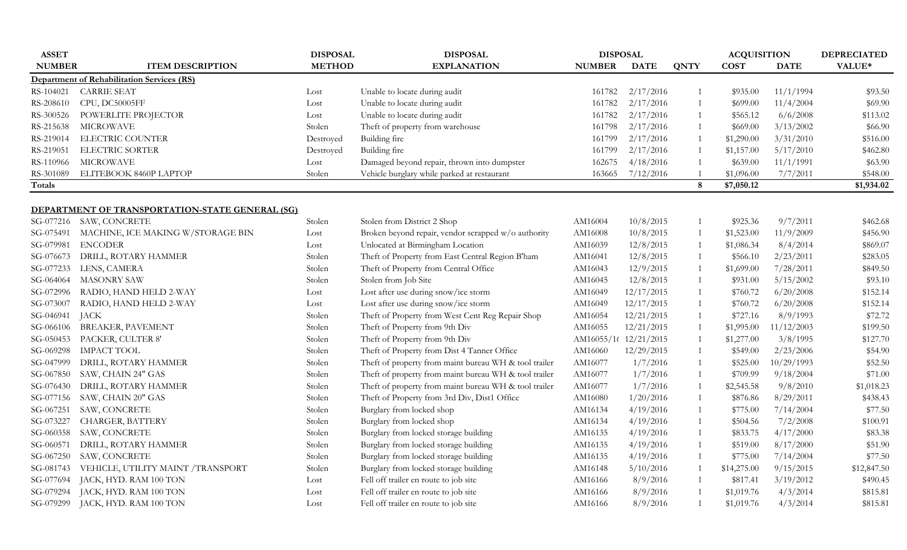| ASSET NUMBER | ITEM DESCRIPTION | DISPOSAL METHOD | DISPOSAL EXPLANATION | DISPOSAL NUMBER | DISPOSAL DATE | QNTY | ACQUISITION COST | ACQUISITION DATE | DEPRECIATED VALUE* |
|---|---|---|---|---|---|---|---|---|---|
| **Department of Rehabilitation Services (RS)** | | | | | | | | | |
| RS-104021 | CARRIE SEAT | Lost | Unable to locate during audit | 161782 | 2/17/2016 | 1 | $935.00 | 11/1/1994 | $93.50 |
| RS-208610 | CPU, DC50005FF | Lost | Unable to locate during audit | 161782 | 2/17/2016 | 1 | $699.00 | 11/4/2004 | $69.90 |
| RS-300526 | POWERLITE PROJECTOR | Lost | Unable to locate during audit | 161782 | 2/17/2016 | 1 | $565.12 | 6/6/2008 | $113.02 |
| RS-215638 | MICROWAVE | Stolen | Theft of property from warehouse | 161798 | 2/17/2016 | 1 | $669.00 | 3/13/2002 | $66.90 |
| RS-219014 | ELECTRIC COUNTER | Destroyed | Building fire | 161799 | 2/17/2016 | 1 | $1,290.00 | 3/31/2010 | $516.00 |
| RS-219051 | ELECTRIC SORTER | Destroyed | Building fire | 161799 | 2/17/2016 | 1 | $1,157.00 | 5/17/2010 | $462.80 |
| RS-110966 | MICROWAVE | Lost | Damaged beyond repair, thrown into dumpster | 162675 | 4/18/2016 | 1 | $639.00 | 11/1/1991 | $63.90 |
| RS-301089 | ELITEBOOK 8460P LAPTOP | Stolen | Vehicle burglary while parked at restaurant | 163665 | 7/12/2016 | 1 | $1,096.00 | 7/7/2011 | $548.00 |
| **Totals** | | | | | | **8** | **$7,050.12** | | **$1,934.02** |
| **DEPARTMENT OF TRANSPORTATION-STATE GENERAL (SG)** | | | | | | | | | |
| SG-077216 | SAW, CONCRETE | Stolen | Stolen from District 2 Shop | AM16004 | 10/8/2015 | 1 | $925.36 | 9/7/2011 | $462.68 |
| SG-075491 | MACHINE, ICE MAKING W/STORAGE BIN | Lost | Broken beyond repair, vendor scrapped w/o authority | AM16008 | 10/8/2015 | 1 | $1,523.00 | 11/9/2009 | $456.90 |
| SG-079981 | ENCODER | Lost | Unlocated at Birmingham Location | AM16039 | 12/8/2015 | 1 | $1,086.34 | 8/4/2014 | $869.07 |
| SG-076673 | DRILL, ROTARY HAMMER | Stolen | Theft of Property from East Central Region B'ham | AM16041 | 12/8/2015 | 1 | $566.10 | 2/23/2011 | $283.05 |
| SG-077233 | LENS, CAMERA | Stolen | Theft of Property from Central Office | AM16043 | 12/9/2015 | 1 | $1,699.00 | 7/28/2011 | $849.50 |
| SG-064064 | MASONRY SAW | Stolen | Stolen from Job Site | AM16045 | 12/8/2015 | 1 | $931.00 | 5/15/2002 | $93.10 |
| SG-072996 | RADIO, HAND HELD 2-WAY | Lost | Lost after use during snow/ice storm | AM16049 | 12/17/2015 | 1 | $760.72 | 6/20/2008 | $152.14 |
| SG-073007 | RADIO, HAND HELD 2-WAY | Lost | Lost after use during snow/ice storm | AM16049 | 12/17/2015 | 1 | $760.72 | 6/20/2008 | $152.14 |
| SG-046941 | JACK | Stolen | Theft of Property from West Cent Reg Repair Shop | AM16054 | 12/21/2015 | 1 | $727.16 | 8/9/1993 | $72.72 |
| SG-066106 | BREAKER, PAVEMENT | Stolen | Theft of Property from 9th Div | AM16055 | 12/21/2015 | 1 | $1,995.00 | 11/12/2003 | $199.50 |
| SG-050453 | PACKER, CULTER 8' | Stolen | Theft of Property from 9th Div | AM16055/1( | 12/21/2015 | 1 | $1,277.00 | 3/8/1995 | $127.70 |
| SG-069298 | IMPACT TOOL | Stolen | Theft of Property from Dist 4 Tanner Office | AM16060 | 12/29/2015 | 1 | $549.00 | 2/23/2006 | $54.90 |
| SG-047999 | DRILL, ROTARY HAMMER | Stolen | Theft of property from maint bureau WH & tool trailer | AM16077 | 1/7/2016 | 1 | $525.00 | 10/29/1993 | $52.50 |
| SG-067850 | SAW, CHAIN 24" GAS | Stolen | Theft of property from maint bureau WH & tool trailer | AM16077 | 1/7/2016 | 1 | $709.99 | 9/18/2004 | $71.00 |
| SG-076430 | DRILL, ROTARY HAMMER | Stolen | Theft of property from maint bureau WH & tool trailer | AM16077 | 1/7/2016 | 1 | $2,545.58 | 9/8/2010 | $1,018.23 |
| SG-077156 | SAW, CHAIN 20" GAS | Stolen | Theft of Property from 3rd Div, Dist1 Office | AM16080 | 1/20/2016 | 1 | $876.86 | 8/29/2011 | $438.43 |
| SG-067251 | SAW, CONCRETE | Stolen | Burglary from locked shop | AM16134 | 4/19/2016 | 1 | $775.00 | 7/14/2004 | $77.50 |
| SG-073227 | CHARGER, BATTERY | Stolen | Burglary from locked shop | AM16134 | 4/19/2016 | 1 | $504.56 | 7/2/2008 | $100.91 |
| SG-060358 | SAW, CONCRETE | Stolen | Burglary from locked storage building | AM16135 | 4/19/2016 | 1 | $833.75 | 4/17/2000 | $83.38 |
| SG-060571 | DRILL, ROTARY HAMMER | Stolen | Burglary from locked storage building | AM16135 | 4/19/2016 | 1 | $519.00 | 8/17/2000 | $51.90 |
| SG-067250 | SAW, CONCRETE | Stolen | Burglary from locked storage building | AM16135 | 4/19/2016 | 1 | $775.00 | 7/14/2004 | $77.50 |
| SG-081743 | VEHICLE, UTILITY MAINT /TRANSPORT | Stolen | Burglary from locked storage building | AM16148 | 5/10/2016 | 1 | $14,275.00 | 9/15/2015 | $12,847.50 |
| SG-077694 | JACK, HYD. RAM 100 TON | Lost | Fell off trailer en route to job site | AM16166 | 8/9/2016 | 1 | $817.41 | 3/19/2012 | $490.45 |
| SG-079294 | JACK, HYD. RAM 100 TON | Lost | Fell off trailer en route to job site | AM16166 | 8/9/2016 | 1 | $1,019.76 | 4/3/2014 | $815.81 |
| SG-079299 | JACK, HYD. RAM 100 TON | Lost | Fell off trailer en route to job site | AM16166 | 8/9/2016 | 1 | $1,019.76 | 4/3/2014 | $815.81 |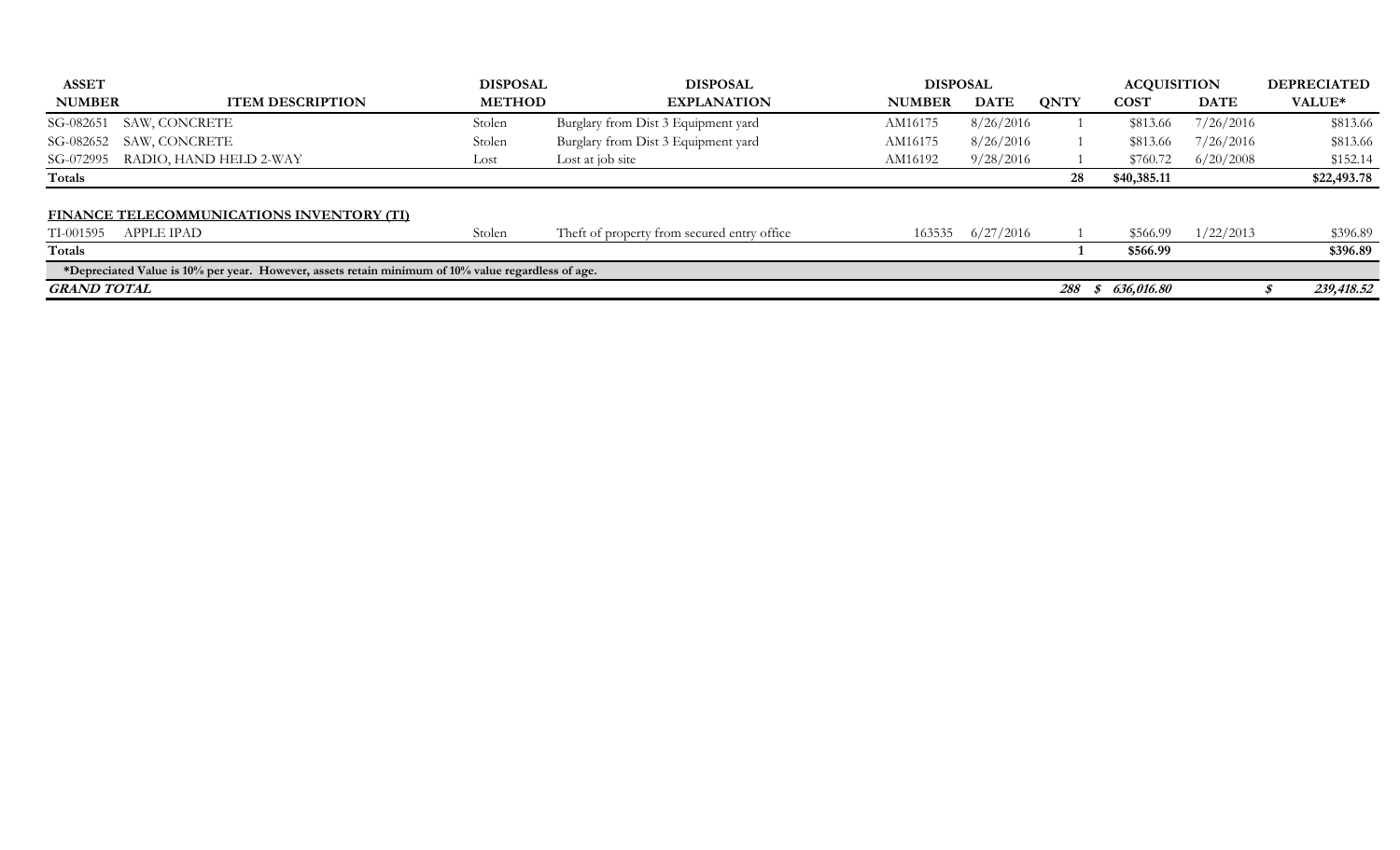| ASSET NUMBER | ITEM DESCRIPTION | DISPOSAL METHOD | DISPOSAL EXPLANATION | DISPOSAL NUMBER | DISPOSAL DATE | QNTY | ACQUISITION COST | ACQUISITION DATE | DEPRECIATED VALUE* |
|---|---|---|---|---|---|---|---|---|---|
| SG-082651 | SAW, CONCRETE | Stolen | Burglary from Dist 3 Equipment yard | AM16175 | 8/26/2016 | 1 | $813.66 | 7/26/2016 | $813.66 |
| SG-082652 | SAW, CONCRETE | Stolen | Burglary from Dist 3 Equipment yard | AM16175 | 8/26/2016 | 1 | $813.66 | 7/26/2016 | $813.66 |
| SG-072995 | RADIO, HAND HELD 2-WAY | Lost | Lost at job site | AM16192 | 9/28/2016 | 1 | $760.72 | 6/20/2008 | $152.14 |
| **Totals** | | | | | | **28** | **$40,385.11** | | **$22,493.78** |
| | | | | | | | | | |
| **FINANCE TELECOMMUNICATIONS INVENTORY (TI)** | | | | | | | | | |
| TI-001595 | APPLE IPAD | Stolen | Theft of property from secured entry office | 163535 | 6/27/2016 | 1 | $566.99 | 1/22/2013 | $396.89 |
| **Totals** | | | | | | **1** | **$566.99** | | **$396.89** |
| **\*Depreciated Value is 10% per year. However, assets retain minimum of 10% value regardless of age.** | | | | | | | | | |
| ***GRAND TOTAL*** | | | | | | ***288*** | ***$ 636,016.80*** | | ***$ 239,418.52*** |